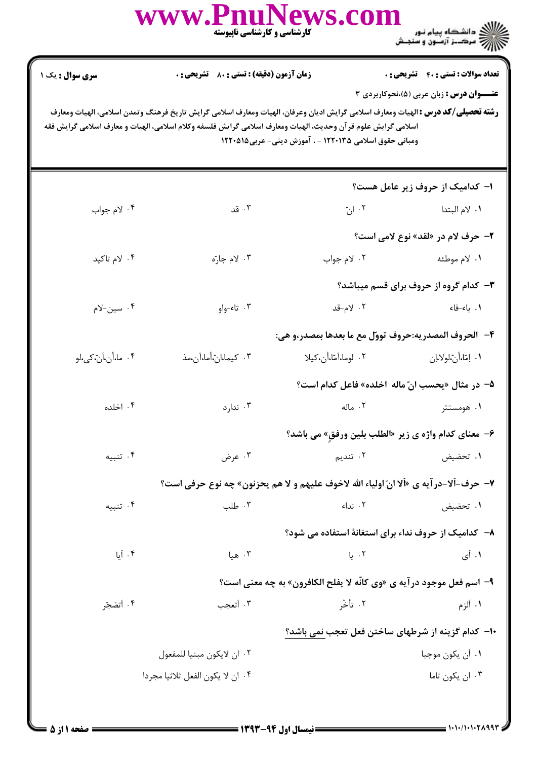**تعداد سوالات : تستی : ۴۰ تشریحی : ۰** | **زمان آزمون (دقیقه) : تستی : ۸۰ تشریحی : ۰** | **سری سوال : یک ۱**

**عنـــوان درس :** زبان عربی (۵)،نحوکاربردی ۳

**رشته تحصیلی/کد درس :** الهیات ومعارف اسلامی گرایش ادیان وعرفان، الهیات ومعارف اسلامی گرایش تاریخ فرهنگ وتمدن اسلامی، الهیات ومعارف اسلامی گرایش علوم قرآن وحدیث، الهیات ومعارف اسلامی گرایش فلسفه وکلام اسلامی، الهیات و معارف اسلامی گرایش فقه ومبانی حقوق اسلامی ۱۲۲۰۱۳۵ - ، آموزش دینی- عربی۱۲۲۰۵۱۵

---

**۱- کدامیک از حروف زیر عامل هست؟**

۱. لام البتدا
۲. انّ
۳. قد
۴. لام جواب

**۲- حرف لام در «لقد» نوع لامی است؟**

۱. لام موطئه
۲. لام جواب
۳. لام جارّه
۴. لام تاکید

**۳- کدام گروه از حروف برای قسم میباشد؟**

۱. باء-فاء
۲. لام-قد
۳. تاء-واو
۴. سین-لام

**۴- الحروف المصدریه:حروف تووّل مع ما بعدها بمصدر،و هی:**

۱. اِمّا،أنّ،لولا،اِن
۲. لوما،اَمّا،أن،کیلا
۳. کیما،انّ،أما،آن،مذ
۴. ما،أن،أنّ،کی،لو

**۵- در مثال «یحسب انّ ماله اخلده» فاعل کدام است؟**

۱. هومستتر
۲. ماله
۳. ندارد
۴. اخلده

**۶- معنای کدام واژه ی زیر «الطلب بلین ورفقٍ» می باشد؟**

۱. تحضیض
۲. تندیم
۳. عرض
۴. تنبیه

**۷- حرف -ألا-درآیه ی «ألا انّ اولیاء الله لاخوف علیهم و لا هم یحزنون» چه نوع حرفی است؟**

۱. تحضیض
۲. نداء
۳. طلب
۴. تنبیه

**۸- کدامیک از حروف نداء برای استغاثهٔ استفاده می شود؟**

۱. أی
۲. یا
۳. هیا
۴. آیا

**۹- اسم فعل موجود درآیه ی «وی کانّه لا یفلح الکافرون» به چه معنی است؟**

۱. ألزم
۲. تأخّر
۳. أتعجب
۴. أتضجّر

**۱۰- کدام گزینه از شرطهای ساختن فعل تعجب نمی باشد؟**

۱. أن یکون موجبا
۲. ان لایکون مبنیا للمفعول
۳. ان یکون تاما
۴. ان لا یکون الفعل ثلاثیا مجردا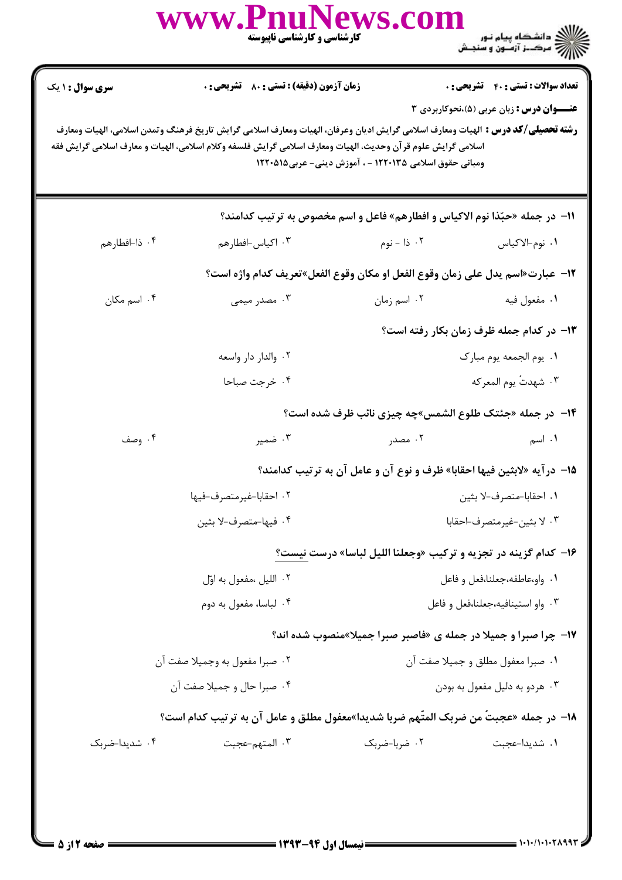**سری سوال:** ۱ یک

**زمان آزمون (دقیقه):** تستی: ۸۰ تشریحی: ۰

**تعداد سوالات:** تستی: ۴۰ تشریحی: ۰

**عنـــوان درس:** زبان عربی (۵)،نحوکاربردی ۳

**رشته تحصیلی/کد درس:** الهیات ومعارف اسلامی گرایش ادیان وعرفان، الهیات ومعارف اسلامی گرایش تاریخ فرهنگ وتمدن اسلامی، الهیات ومعارف اسلامی گرایش علوم قرآن وحدیث، الهیات ومعارف اسلامی گرایش فلسفه وکلام اسلامی، الهیات و معارف اسلامی گرایش فقه ومبانی حقوق اسلامی ۱۲۲۰۱۳۵ - ، آموزش دینی- عربی۱۲۲۰۵۱۵

۱۱- در جمله «حبّذا نوم الاکیاس و افطارهم» فاعل و اسم مخصوص به ترتیب کدامند؟

۱. نوم-الاکیاس
۲. ذا - نوم
۳. اکیاس-افطارهم
۴. ذا-افطارهم

۱۲- عبارت«اسم یدل علی زمان وقوع الفعل او مکان وقوع الفعل»تعریف کدام واژه است؟

۱. مفعول فیه
۲. اسم زمان
۳. مصدر میمی
۴. اسم مکان

۱۳- در کدام جمله ظرف زمان بکار رفته است؟

۱. یوم الجمعه یوم مبارک
۲. والدار دار واسعه
۳. شهدتُ یوم المعرکه
۴. خرجت صباحا

۱۴- در جمله «جئتک طلوع الشمس»چه چیزی نائب ظرف شده است؟

۱. اسم
۲. مصدر
۳. ضمیر
۴. وصف

۱۵- درآیه «لابثین فیها احقابا» ظرف و نوع آن و عامل آن به ترتیب کدامند؟

۱. احقابا-متصرف-لا بثین
۲. احقابا-غیرمتصرف-فیها
۳. لا بثین-غیرمتصرف-احقابا
۴. فیها-متصرف-لا بثین

۱۶- کدام گزینه در تجزیه و ترکیب «وجعلنا اللیل لباسا» درست نیست؟

۱. واو،عاطفه،جعلنا،فعل و فاعل
۲. اللیل ،مفعول به اوّل
۳. واو استینافیه،جعلنا،فعل و فاعل
۴. لباسا، مفعول به دوم

۱۷- چرا صبرا و جمیلا در جمله ی «فاصبر صبرا جمیلا»منصوب شده اند؟

۱. صبرا معفول مطلق و جمیلا صفت آن
۲. صبرا مفعول به وجمیلا صفت آن
۳. هردو به دلیل مفعول به بودن
۴. صبرا حال و جمیلا صفت آن

۱۸- در جمله «عجبتُ من ضربک المتّهم ضربا شدیدا»معفول مطلق و عامل آن به ترتیب کدام است؟

۱. شدیدا-عجبت
۲. ضربا-ضربک
۳. المتهم-عجبت
۴. شدیدا-ضربک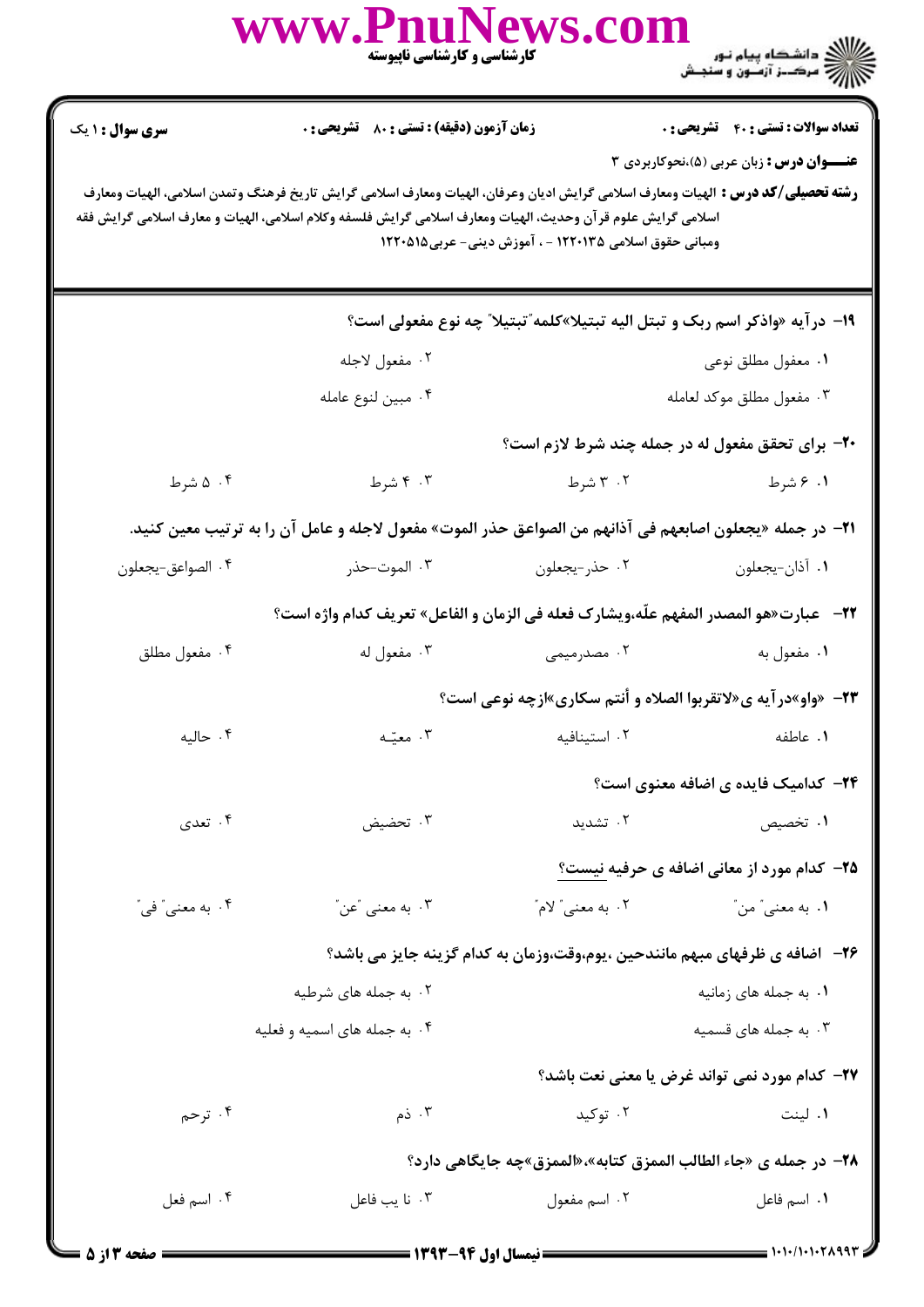**تعداد سوالات : تستی : ۴۰ تشریحی : ۰** | **زمان آزمون (دقیقه) : تستی : ۸۰ تشریحی : ۰** | **سری سوال : ۱ یک**

**عنـــوان درس :** زبان عربی (۵)،نحوکاربردی ۳

**رشته تحصیلی/کد درس :** الهیات ومعارف اسلامی گرایش ادیان وعرفان، الهیات ومعارف اسلامی گرایش تاریخ فرهنگ وتمدن اسلامی، الهیات ومعارف اسلامی گرایش علوم قرآن وحدیث، الهیات ومعارف اسلامی گرایش فلسفه وکلام اسلامی، الهیات و معارف اسلامی گرایش فقه ومبانی حقوق اسلامی ۱۲۲۰۱۳۵ - ، آموزش دینی- عربی۱۲۲۰۵۱۵

**۱۹- درآیه «واذکر اسم ربک و تبتل الیه تبتیلا»کلمه"تبتیلا" چه نوع مفعولی است؟**

۱. معفول مطلق نوعی
۲. مفعول لاجله
۳. مفعول مطلق موکد لعامله
۴. مبین لنوع عامله

**۲۰- برای تحقق مفعول له در جمله چند شرط لازم است؟**

۱. ۶ شرط
۲. ۳ شرط
۳. ۴ شرط
۴. ۵ شرط

**۲۱- در جمله «یجعلون اصابعهم فی آذانهم من الصواعق حذر الموت» مفعول لاجله و عامل آن را به ترتیب معین کنید.**

۱. آذان-یجعلون
۲. حذر-یجعلون
۳. الموت-حذر
۴. الصواعق-یجعلون

**۲۲- عبارت«هو المصدر المفهم علّه،ویشارک فعله فی الزمان و الفاعل» تعریف کدام واژه است؟**

۱. مفعول به
۲. مصدرمیمی
۳. مفعول له
۴. مفعول مطلق

**۲۳- «واو»درآیه ی«لاتقربوا الصلاه و أنتم سکاری»ازچه نوعی است؟**

۱. عاطفه
۲. استینافیه
۳. معیـه
۴. حالیه

**۲۴- کدامیک فایده ی اضافه معنوی است؟**

۱. تخصیص
۲. تشدید
۳. تحضیض
۴. تعدی

**۲۵- کدام مورد از معانی اضافه ی حرفیه نیست؟**

۱. به معنی" من"
۲. به معنی" لام"
۳. به معنی "عن"
۴. به معنی" فی"

**۲۶- اضافه ی ظرفهای مبهم مانندحین ،یوم،وقت،وزمان به کدام گزینه جایز می باشد؟**

۱. به جمله های زمانیه
۲. به جمله های شرطیه
۳. به جمله های قسمیه
۴. به جمله های اسمیه و فعلیه

**۲۷- کدام مورد نمی تواند غرض یا معنی نعت باشد؟**

۱. لینت
۲. توکید
۳. ذم
۴. ترحم

**۲۸- در جمله ی «جاء الطالب الممزق کتابه»،«الممزق»چه جایگاهی دارد؟**

۱. اسم فاعل
۲. اسم مفعول
۳. نا یب فاعل
۴. اسم فعل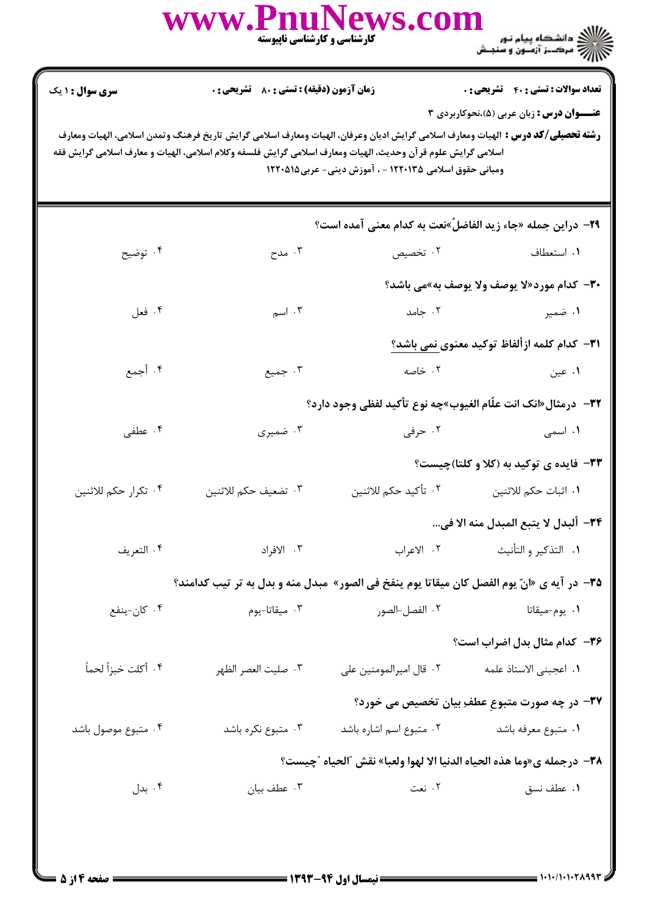**سری سوال :** ۱ یک | **زمان آزمون (دقیقه) : تستی :** ۸۰ **تشریحی :** ۰ | **تعداد سوالات : تستی :** ۴۰ **تشریحی :** ۰

**عنـــوان درس :** زبان عربی (۵)،نحوکاربردی ۳

**رشته تحصیلی/کد درس :** الهیات ومعارف اسلامی گرایش ادیان وعرفان، الهیات ومعارف اسلامی گرایش تاریخ فرهنگ وتمدن اسلامی، الهیات ومعارف اسلامی گرایش علوم قرآن وحدیث، الهیات ومعارف اسلامی گرایش فلسفه وکلام اسلامی، الهیات و معارف اسلامی گرایش فقه ومبانی حقوق اسلامی ۱۲۲۰۱۳۵ - ، آموزش دینی- عربی۱۲۲۰۵۱۵

۲۹- دراین جمله «جاء زید الفاضلُ»نعت به کدام معنی آمده است؟

۱. استعطاف
۲. تخصیص
۳. مدح
۴. توضیح

۳۰- کدام مورد«لا یوصف ولا یوصف به»می باشد؟

۱. ضمیر
۲. جامد
۳. اسم
۴. فعل

۳۱- کدام کلمه ازألفاظ توکید معنوی نمی باشد؟

۱. عین
۲. خاصه
۳. جمیع
۴. أجمع

۳۲- درمثال«انک انت علّام الغیوب»چه نوع تأکید لفظی وجود دارد؟

۱. اسمی
۲. حرفی
۳. ضمیری
۴. عطفی

۳۳- فایده ی توکید به (کلا و کلتا)چیست؟

۱. اثبات حکم للاثنین
۲. تأکید حکم للاثنین
۳. تضعیف حکم للاثنین
۴. تکرار حکم للاثنین

۳۴- ألبدل لا یتبع المبدل منه الا فی...

۱. التذکیر و التأنیث
۲. الاعراب
۳. الافراد
۴. التعریف

۳۵- در آیه ی «انّ یوم الفصل کان میقاتا یوم ینفخ فی الصور» مبدل منه و بدل به تر تیب کدامند؟

۱. یوم-میقاتا
۲. الفصل-الصور
۳. میقاتا-یوم
۴. کان-ینفع

۳۶- کدام مثال بدل اضراب است؟

۱. اعجبنی الاستاذ علمه
۲. قال امیرالمومنین علی
۳. صلیت العصر الظهر
۴. أکلت خبزاً لحماً

۳۷- در چه صورت متبوعِ عطفِ بیان تخصیص می خورد؟

۱. متبوع معرفه باشد
۲. متبوع اسم اشاره باشد
۳. متبوع نکره باشد
۴. متبوع موصول باشد

۳۸- درجمله ی«وما هذه الحیاه الدنیا الا لهوا ولعبا» نقش "الحیاه "چیست؟

۱. عطف نسق
۲. نعت
۳. عطف بیان
۴. بدل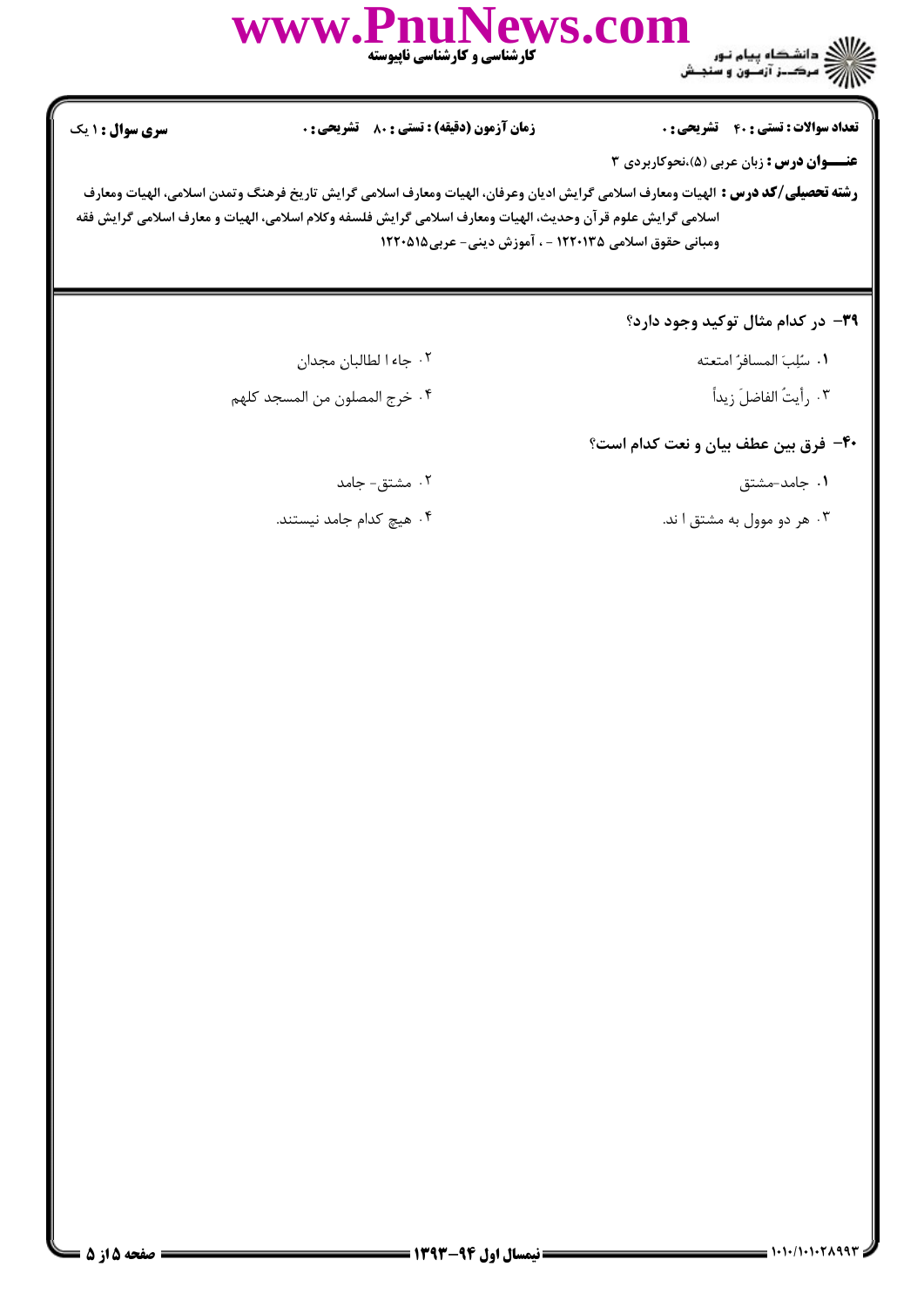**سری سوال :** ۱ یک

**زمان آزمون (دقیقه) : تستی :** ۸۰ **تشریحی :** ۰

**تعداد سوالات : تستی :** ۴۰ **تشریحی :** ۰

**عنـــوان درس :** زبان عربی (۵)،نحوکاربردی ۳

**رشته تحصیلی/کد درس :** الهیات ومعارف اسلامی گرایش ادیان وعرفان، الهیات ومعارف اسلامی گرایش تاریخ فرهنگ وتمدن اسلامی، الهیات ومعارف اسلامی گرایش علوم قرآن وحدیث، الهیات ومعارف اسلامی گرایش فلسفه وکلام اسلامی، الهیات و معارف اسلامی گرایش فقه ومبانی حقوق اسلامی ۱۲۲۰۱۳۵ - ، آموزش دینی- عربی۱۲۲۰۵۱۵

**۳۹- در کدام مثال توکید وجود دارد؟**

۱. سُلِبَ المسافرُ امتعته

۲. جاء ا لطالبان مجدان

۳. رأیتُ الفاضلَ زیداً

۴. خرج المصلون من المسجد کلهم

**۴۰- فرق بین عطف بیان و نعت کدام است؟**

۱. جامد-مشتق

۲. مشتق- جامد

۳. هر دو مووِل به مشتق ا ند.

۴. هیچ کدام جامد نیستند.